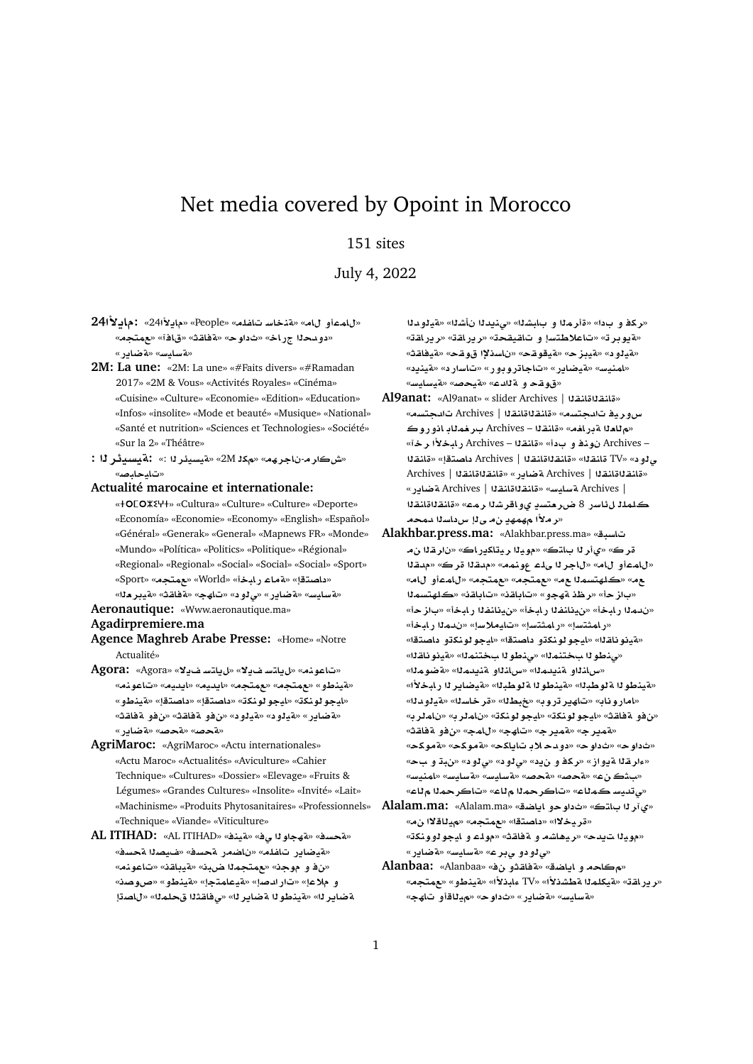# Net media covered by Opoint in Morocco

151 sites

July 4, 2022

**24مايلأا:** «لامعأو لام» «ةنخاس تافلم» «People» «24مايلأا» «عمتجم» «قافآ» «ةفاقث» «ثداوح» «جراخلا دودحلا» «ةضاير» «ةسايس»

**2M: La une:** «2M: La une» «#Faits divers» «#Ramadan 2017» «2M & Vous» «Activités Royales» «Cinéma» «Cuisine» «Culture» «Economie» «Edition» «Education» «Infos» «insolite» «Mode et beauté» «Musique» «National» «Santé et nutrition» «Sciences et Technologies» «Société» «Sur la 2» «Théâtre»

**ةيسيئرلا :** «ةيسيئرلا :» «2M مكل» «شكارم-ناجرهم» «تايحابصلا»

**Actualité marocaine et internationale:** «ⵜⴰⵎⴰⵣⵉⵖⵜ» «Cultura» «Culture» «Culture» «Deporte» «Economía» «Economie» «Economy» «English» «Español» «Général» «Generak» «General» «Mapnews FR» «Monde» «Mundo» «Política» «Politics» «Politique» «Régional» «Regional» «Regional» «Social» «Social» «Social» «Sport» «Sport» «World» «عمتجم» «ةماع رابخأ» «داصتقا» «ةيبرغملا» «ةفاقث» «تاهج» «يلود» «ةضاير» «ةسايس»

**Aeronautique:** «Www.aeronautique.ma»

**Agadirpremiere.ma**

**Agence Maghreb Arabe Presse:** «Home» «Notre Actualité»

**Agora:** «Agora» «ليلاتس فيلا» «ليلاتس فيلا» «تاعونم» «ةينطو» «عمتجم» «عمتجم» «ايديم» «ايديم» «تاعونم» «ايجولونكت» «ايجولونكت» «داصتقا» «داصتقا» «ةينطو» «ةضاير» «ةيلود» «ةيلود» «نفو ةفاقث» «نفو ةفاقث» «ةحص» «ةحص» «ةضاير»

**AgriMaroc:** «AgriMaroc» «Actu internationales» «Actu Maroc» «Actualités» «Aviculture» «Cahier Technique» «Cultures» «Dossier» «Elevage» «Fruits & Légumes» «Grandes Cultures» «Insolite» «Invité» «Lait» «Machinisme» «Produits Phytosanitaires» «Professionnels» «Technique» «Viande» «Viticulture»

**AL ITIHAD:** «AL ITIHAD» «يف ةهجاولا» «ةحسف» «ةينف» «ةيضاير تافلم» «ناضمر ةحسف» «فيصلا ةحسف» «نف و موجن» «عمتجملا ضبن» «ةيباقن» «تاعونم» «و ملاعإ» «تارادصإ» «ةيعامتجإ» «ةينطو» «صوصن» «ةضايرلا» «ةينطولا ةضايرلا» «يفاقثلا قحلملا» «لاصتإ» «ركف و بدأ» «ةراملا و بابشلا» «يفيدلا نأشلا» «ةيلودلا» «ةيوبرت» «تاعلاطتسإ و تاقيقحت» «ريراقت» «ريراقت» «ةيلود» «ةيبزح» «ةيقوقح» «ناسنلإا قوقح» «ةيفاقث» «امنيس» «ةيضاير» «تاجاتروبور» «تاسارد» «ةينيد» «قوقح و ةلادع» «ةيحص» «ةيسايس»

**Al9anat:** «Al9anat» « slider Archives | ةانقلاةانقلا» «تاداجتسم» «ةانقلاةانقلا | Archives سوريف تاداجتسم» «مل اعلا ةبراغملا» «ةانقلا – Archives بررغملاب اذوروك» «رابخلأا رخآ – Archives» «ةانقلا – Archives نونف و بدأ» «ةانقلا» «ةانقلاةانقلا | Archives داصتقإ» «TV ةانقلا» «يلود ةانقلاةانقلا | Archives ةضاير» «ةانقلاةانقلا | Archives» «Archives | ةسايس» «ةانقلاةانقلا | Archives ةضاير» «ةانقلاةانقلا ضرعتسي يواقرشلا رمع 8 ناسرا كلملل» «رملأا مهمهي نم ىلإ سرادلا دمحم»

**Alakhbar.press.ma:** «Alakhbar.press.ma» «تاسبق نم» «ناراقلا» «يأرلا باتك» «مويلا ريتاكيراك» «قرك لامعأو لام» «لاجرلا ىلع عونمم» «مدقلا قرك» «مدقلا عم» «كلهتسملا عم» «عمتجم» «عمتجم» «تاباقن» «تاباقن» «كلهتسملا» «بازحأ» «رظن ةهجو» «تاباقن» «كلهتسملا» «بازحأ» «ندملا رابخأ» «نينانفلا رابخأ» «نينانفلا رابخأ» «رامثتسإ» «رامثتسإ» «تايملاسإ» «ندملا رابخأ» «ةينوناقلا» «ايجولونكتو داصتقا» «ايجولونكتو داصتقا» «يبنطو لا بختنملا» «يبنطو لا بختنملا» «ةينوناقلا» «سرادلاو ةنيدملا» «سرادلاو ةنيدملا» «ةضومل» «ةينطولا ةلوطبلا» «ةينطولا ةلوطبلا» «ةيضاير رابخلأ» «امارونا» «تاهيرتروب» «خبطلا» «قرخاسلا» «ةيلودلا» «نفو ةفاقث» «ايجولونكت» «ايجولونكت» «نامل رب» «نامل رب» «ةميرج» «ةميرج» «تاهج» «لامج» «نفو ةفاقث» «ثداوح» «ثداوح» «دودح لاب تايلاكح» «ةموكح» «ةموكح» «ءارقلا ةيوازب» «ركف و نيد» «يلود» «يلود» «نبت و ثحب» «بتكن نع» «ةحص» «ةسايس» «ةسايس» «امنيس» «يتديس كمل اع» «تاكرحملا ملاع» «تاكرحملا ملاع»

**Alalam.ma:** «Alalam.ma» «ثداوح و ايلضق» «يأرلا باتك» «ةريخلأا» «داصتقا» «عمتجم» «ميلاقلأا نم» «مويلا تايدحت» «ريهاشم و ةفاقث» «مولع و ايجولونكت» «يلودو يبرع» «ةسايس» «ةضاير»

**Alanbaa:** «Alanbaa» «نف و ةفاقثو ايلضق مكاحملا» «ريراقت» «ةيكلملا ةطشنلأا» «TV ءابنلأا» «ةينطو» «عمتجم» «ةسايس» «ةضاير» «ثداوح» «ميلاقلأاو تاهج»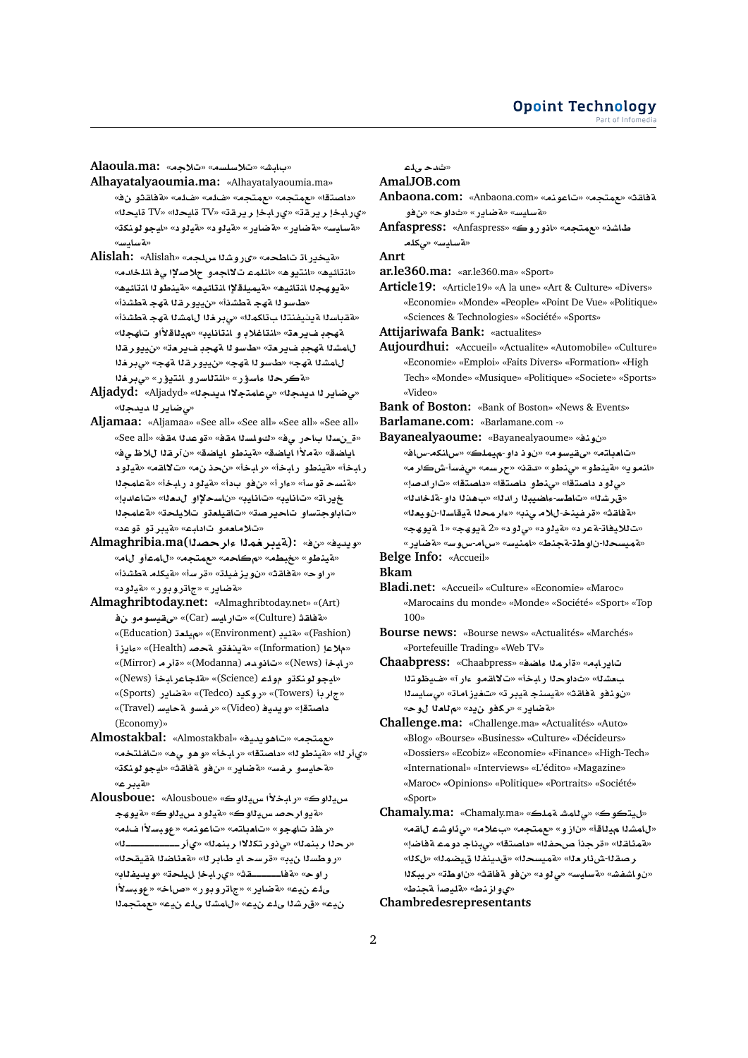**Alaoula.ma:** «مجلات» «سلسلات» «شباب»

**Alhayatalyaoumia.ma:** «Alhayatalyaoumia.ma» «فن وثقافة» «ملف» «ملف» «مجتمع» «مجتمع» «اقتصاد» «تقرير إخباري» «تقرير إخباري» «الحياة TV» «الحياة TV» «تكنولوجيا» «دولية» «دولية» «رياضة» «رياضة» «سياسة» «سياسة»

**Alislah:** «Alislah» «مجلس الشورى» «محطات تاريخية» «خدماتنا في الإصلاح ومجالات عملنا» «هويتنا» «هيئاتنا» «هيئاتنا الوطنية» «هيئاتنا الإقليمية» «هيئاتنا الجهوية» «أنشطة جهة القرويين» «أنشطة جهة الوسط» «أنشطة جهة الشمال الغربي» «أنشطة الهيئات التنفيذية» «الجهات والأقاليم» «بياناتنا و بلاغاتنا» «تعريف بجهة القرويين» «تعريف بجهة الوسط» «تعريف بجهة الشمال الغربي» «جهة القرويين» «جهة الوسط» «جهة الشمال الغربي» «رؤيتنا و دراساتنا» «رؤساء الحركة»

**Aljadyd:** «Aljadyd» «الجديد الاجتماعي» «الجديد الرياضي»

**Aljamaa:** «Aljamaa» «See all» «See all» «See all» «See all» «See all» «فقه الدعوة» «فقه الوصول» «في رحاب السنة» «في ظلال القرآن» «قضايا وطنية» «قضايا الأمة» «قضايا» «دولية» «مقالات» «من نحن» «أخبار» «أخبار وطنية» «أخبار الجماعة» «أخبار دولية» «أدب وفن» «آراء» «أسوة حسنة» «إبداعات» «العدل والإحسان» «بيانات» «بيانات» «تاريخ الجماعة» «تعليقات وتحليلات» «تصريحات واستجوابات» «دعوة وتربية» «عبادات ومعاملات»

**Almaghribia.ma(الصحراء المغربية):** «فن» «فيديو» «مال وأعمال» «مجتمع» «محاكم» «بطيخ» «وطنية» «أنشطة ملكية» «أسرة» «تلفزيون» «ثقافة» «حوار» «دولية» «روبورتاج» «رياضة»

**Almaghribtoday.net:** «Almaghribtoday.net» «(Art) فن وموسيقى» «(Car) سيارات» «(Culture) ثقافة» «(Fashion) أزياء» «(Environment) بيئة» «(Education) تعليم» «(Health) صحة وتغذية» «(Information) إعلام» «(News) أخبار» «(Modanna) مدونات» «(Mirror) مرآة» «(Science) تكنولوجيا وعلوم» «(News) أخبار عاجلة» «(Towers) أبراج» «(Tedco) ديكور» «(Sports) رياضة» «(Video) فيديو» «(Travel) سياحة وسفر» «اقتصاد (Economy)»

**Almostakbal:** «Almostakbal» «فيديوهات» «مجتمع» «مختلفات» «هي وهو» «أخبار» «اقتصاد» «الوطنية» «الرأي» «تكنولوجيا» «ثقافة وفن» «رياضة» «سفر وسياحة» «عربية»

**Alousboue:** «Alousboue» «كواليس الأخبار» «كواليس صحراوية» «كواليس دولية» «جهوية» «ملف الأسبوع» «منوعات» «معاتبات» «وجهات نظر» «الـــــــــــرأي» «المنبر الالكتروني» «المنبر الحر» «الحقيقة الضائعة» «الرباط يا حسرة» «بين السطور» «بالفيديو» «تحليل إخباري» «فاقــــــــة» «حوار الأسبوع» «خاص» «روبورتاج» «رياضة» «عين على المجتمع» «عين على الشمال» «عين على الشرق» «عين على حدث»

**AmalJOB.com**

**Anbaona.com:** «Anbaona.com» «منوعات» «مجتمع» «ثقافة» «فن» «حوادث» «رياضة» «سياسة»

**Anfaspress:** «Anfaspress» «كورونا» «مجتمع» «نشاط ملكي» «سياسة»

**Anrt**

**ar.le360.ma:** «ar.le360.ma» «Sport»

**Article19:** «Article19» «A la une» «Art & Culture» «Divers» «Economie» «Monde» «People» «Point De Vue» «Politique» «Sciences & Technologies» «Société» «Sports»

**Attijariwafa Bank:** «actualites»

**Aujourdhui:** «Accueil» «Actualite» «Automobile» «Culture» «Economie» «Emploi» «Faits Divers» «Formation» «High Tech» «Monde» «Musique» «Politique» «Societe» «Sports» «Video»

**Bank of Boston:** «Bank of Boston» «News & Events»

**Barlamane.com:** «Barlamane.com -»

**Bayanealyaoume:** «Bayanealyaoume» «فنون» «فاس-مكناس» «كلميم-واد نون» «موسيقى» «متابعات» «مراكش-آسفي» «مسرح» «نقد» «وطني» «وطنية» «يومنا» «إصدارات» «اقتصاد» «اقتصاد وطني» «اقتصاد دولي» «الداخلة-واد الذهب» «الدار البيضاء-سطات» «الشرق» «العيون-الساقية الحمراء» «بني ملال-خنيفرة» «ثقافة» «جهوية 1» «جهوية 2» «دولي» «دولية» «درعة-تافيلالت» «رياضة» «سوس-ماسة» «سينما» «طنجة-تطوان-الحسيمة»

**Belge Info:** «Accueil»

**Bkam**

**Bladi.net:** «Accueil» «Culture» «Economie» «Maroc» «Marocains du monde» «Monde» «Société» «Sport» «Top 100»

**Bourse news:** «Bourse news» «Actualités» «Marchés» «Portefeuille Trading» «Web TV»

**Chaabpress:** «Chaabpress» «فضاء المرأة» «مباريات التوظيف» «آراء ومقالات» «أخبار الحوادث» «الشعب السياسي» «أمازيغيات» «تربية جنسية» «ثقافة وفنون» «رياضة» «دين وفكر» «حول العالم»

**Challenge.ma:** «Challenge.ma» «Actualités» «Auto» «Blog» «Bourse» «Business» «Culture» «Décideurs» «Dossiers» «Ecobiz» «Economie» «Finance» «High-Tech» «International» «Interviews» «L'édito» «Magazine» «Maroc» «Opinions» «Politique» «Portraits» «Société» «Sport»

**Chamaly.ma:** «Chamaly.ma» «شمالي تكلمة» «كوكتيل» «مقال عشوائي» «ملاعب» «مجتمع» «وزان» «أقاليم الشمال» «إضافة عمود جانبي» «اقتصاد» «الفحص أنجرة» «القائمة» «كلال» «المضيق الفنيدق» «الحسيمة» «العرائش-القصر الكبير» «تطوان» «ثقافة وفن» «دولي» «سياسة» «شفشاون» «طنجة أصيلة» «طنزاوي»

**Chambredesrepresentants**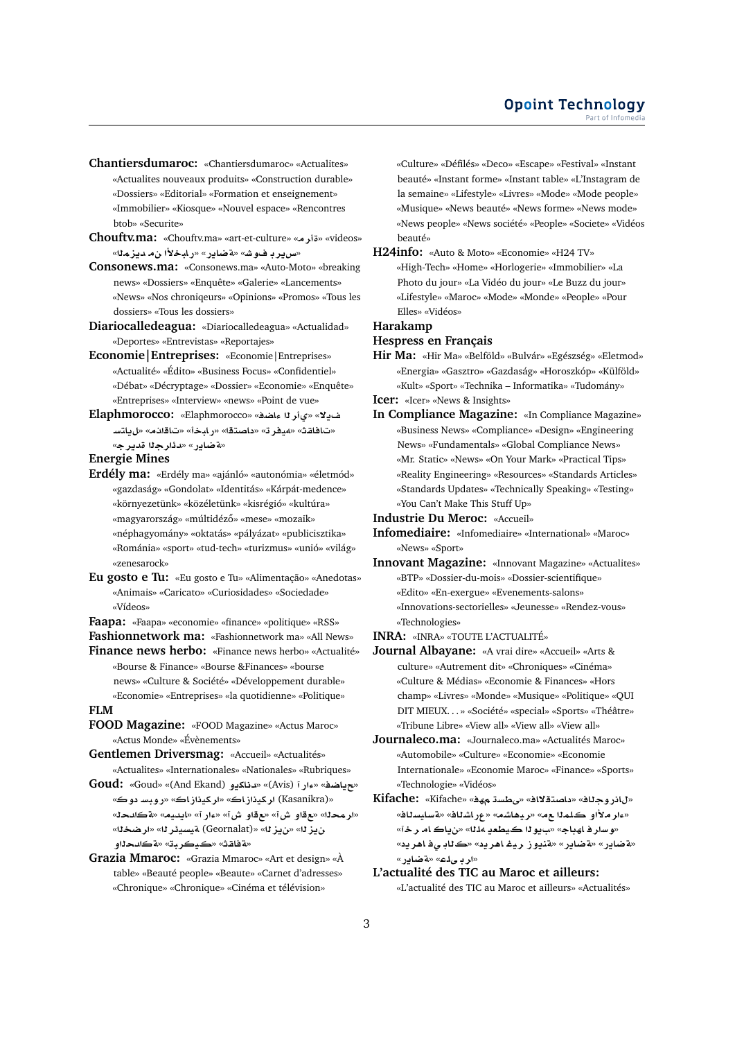**Chantiersdumaroc:** «Chantiersdumaroc» «Actualites» «Actualites nouveaux produits» «Construction durable» «Dossiers» «Editorial» «Formation et enseignement» «Immobilier» «Kiosque» «Nouvel espace» «Rencontres btob» «Securite»

**Chouftv.ma:** «Chouftv.ma» «art-et-culture» «مرأة» «videos» «المزيد من الأخبار» «رياضة» «شوف بريس»

**Consonews.ma:** «Consonews.ma» «Auto-Moto» «breaking news» «Dossiers» «Enquête» «Galerie» «Lancements» «News» «Nos chroniqueurs» «Opinions» «Promos» «Tous les dossiers» «Tous les dossiers»

**Diariocalledeagua:** «Diariocalledeagua» «Actualidad» «Deportes» «Entrevistas» «Reportajes»

**Economie|Entreprises:** «Economie|Entreprises» «Actualité» «Édito» «Business Focus» «Confidentiel» «Débat» «Décryptage» «Dossier» «Economie» «Enquête» «Entreprises» «Interview» «news» «Point de vue»

**Elaphmorocco:** «Elaphmorocco» «الف» «فضاء الرأي» «تسالي» «مقالات» «أخبار» «اقتصاد» «ترفيه» «ثقافات» «جريدة الجرائد» «رياضة»

**Energie Mines**

**Erdély ma:** «Erdély ma» «ajánló» «autonómia» «életmód» «gazdaság» «Gondolat» «Identitás» «Kárpát-medence» «környezetünk» «közéletünk» «kisrégió» «kultúra» «magyarország» «múltidéző» «mese» «mozaik» «néphagyomány» «oktatás» «pályázat» «publicisztika» «Románia» «sport» «tud-tech» «turizmus» «unió» «világ» «zenesarock»

**Eu gosto e Tu:** «Eu gosto e Tu» «Alimentação» «Anedotas» «Animais» «Caricato» «Curiosidades» «Sociedade» «Vídeos»

**Faapa:** «Faapa» «economie» «finance» «politique» «RSS»

**Fashionnetwork ma:** «Fashionnetwork ma» «All News»

**Finance news herbo:** «Finance news herbo» «Actualité» «Bourse & Finance» «Bourse &Finances» «bourse news» «Culture & Société» «Développement durable» «Economie» «Entreprises» «la quotidienne» «Politique»

**FLM**

**FOOD Magazine:** «FOOD Magazine» «Actus Maroc» «Actus Monde» «Évènements»

**Gentlemen Driversmag:** «Accueil» «Actualités» «Actualites» «Internationales» «Nationales» «Rubriques»

**Goud:** «Goud» «(And Ekand) وديكاند» «(Avis) آراء» «فضايح» «(Kasanikra) كازانيكرا» «كازانيكرا» «كود سبور» «الحدث» «ميديا» «آراء» «شوف واقع» «شوف واقع» «المحرار» «الخضرا» «الرئيسية (Georanlat)» «الزين» «الزين» «الحدث والمرأة» «تبركيك» «ثقافة»

**Grazia Mmaroc:** «Grazia Mmaroc» «Art et design» «À table» «Beauté people» «Beaute» «Carnet d'adresses» «Chronique» «Chronique» «Cinéma et télévision» «Culture» «Défilés» «Deco» «Escape» «Festival» «Instant beauté» «Instant forme» «Instant table» «L'Instagram de la semaine» «Lifestyle» «Livres» «Mode» «Mode people» «Musique» «News beauté» «News forme» «News mode» «News people» «News société» «People» «Societe» «Vidéos beauté»

**H24info:** «Auto & Moto» «Economie» «H24 TV» «High-Tech» «Home» «Horlogerie» «Immobilier» «La Photo du jour» «La Vidéo du jour» «Le Buzz du jour» «Lifestyle» «Maroc» «Mode» «Monde» «People» «Pour Elles» «Vidéos»

**Harakamp**

**Hespress en Français**

**Hir Ma:** «Hir Ma» «Belföld» «Bulvár» «Egészség» «Eletmod» «Energia» «Gasztro» «Gazdaság» «Horoszkóp» «Külföld» «Kult» «Sport» «Technika – Informatika» «Tudomány»

**Icer:** «Icer» «News & Insights»

**In Compliance Magazine:** «In Compliance Magazine» «Business News» «Compliance» «Design» «Engineering News» «Fundamentals» «Global Compliance News» «Mr. Static» «News» «On Your Mark» «Practical Tips» «Reality Engineering» «Resources» «Standards Articles» «Standards Updates» «Technically Speaking» «Testing» «You Can't Make This Stuff Up»

**Industrie Du Meroc:** «Accueil»

**Infomediaire:** «Infomediaire» «International» «Maroc» «News» «Sport»

**Innovant Magazine:** «Innovant Magazine» «Actualites» «BTP» «Dossier-du-mois» «Dossier-scientifique» «Edito» «En-exergue» «Evenements-salons» «Innovations-sectorielles» «Jeunesse» «Rendez-vous» «Technologies»

**INRA:** «INRA» «TOUTE L'ACTUALITÉ»

**Journal Albayane:** «A vrai dire» «Accueil» «Arts & culture» «Autrement dit» «Chroniques» «Cinéma» «Culture & Médias» «Economie & Finances» «Hors champ» «Livres» «Monde» «Musique» «Politique» «QUI DIT MIEUX. . . » «Société» «special» «Sports» «Théâtre» «Tribune Libre» «View all» «View all» «View all»

**Journaleco.ma:** «Journaleco.ma» «Actualités Maroc» «Automobile» «Culture» «Economie» «Economie Internationale» «Economie Maroc» «Finance» «Sports» «Technologie» «Vidéos»

**Kifache:** «Kifache» «فهم تسطى» «فالاستقصاد» «فالجورنال» «فالسياسة» «فالشارع» «مشاهير» «مع العالم وألأمرا» «آخر ما كاين» «الله يعطيك البيب» «حاجبها فراسو» «ديرها في بالك» «ديرها غير زوينة» «رياضة» «رياضة» «رياضة» «على برا»

**L'actualité des TIC au Maroc et ailleurs:** «L'actualité des TIC au Maroc et ailleurs» «Actualités»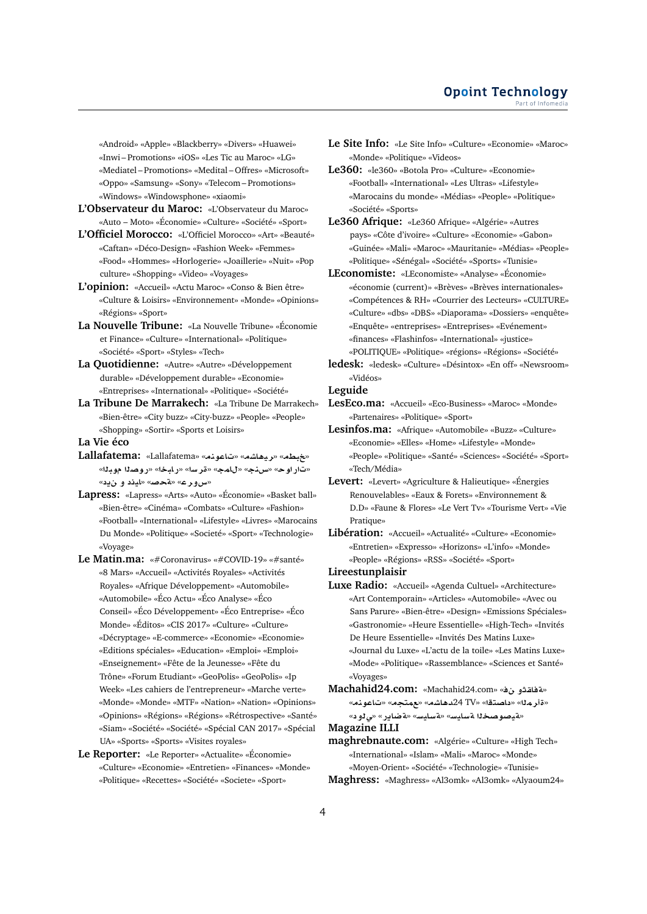«Android» «Apple» «Blackberry» «Divers» «Huawei» «Inwi – Promotions» «iOS» «Les Tic au Maroc» «LG» «Mediatel – Promotions» «Medital – Offres» «Microsoft» «Oppo» «Samsung» «Sony» «Telecom – Promotions» «Windows» «Windowsphone» «xiaomi»

**L'Observateur du Maroc:** «L'Observateur du Maroc» «Auto – Moto» «Économie» «Culture» «Société» «Sport»

**L'Officiel Morocco:** «L'Officiel Morocco» «Art» «Beauté» «Caftan» «Déco-Design» «Fashion Week» «Femmes» «Food» «Hommes» «Horlogerie» «Joaillerie» «Nuit» «Pop culture» «Shopping» «Video» «Voyages»

**L'opinion:** «Accueil» «Actu Maroc» «Conso & Bien être» «Culture & Loisirs» «Environnement» «Monde» «Opinions» «Régions» «Sport»

**La Nouvelle Tribune:** «La Nouvelle Tribune» «Économie et Finance» «Culture» «International» «Politique» «Société» «Sport» «Styles» «Tech»

**La Quotidienne:** «Autre» «Autre» «Développement durable» «Développement durable» «Economie» «Entreprises» «International» «Politique» «Société»

**La Tribune De Marrakech:** «La Tribune De Marrakech» «Bien-être» «City buzz» «City-buzz» «People» «People» «Shopping» «Sortir» «Sports et Loisirs»

**La Vie éco**

**Lallafatema:** «Lallafatema» «مطبخ» «مشاهير» «منوعات» «أخبار» «أسرة» «جمال» «حوار ات» «اليوم المصدر» «دين و دنيا» «صحة» «عروس»

**Lapress:** «Lapress» «Arts» «Auto» «Économie» «Basket ball» «Bien-être» «Cinéma» «Combats» «Culture» «Fashion» «Football» «International» «Lifestyle» «Livres» «Marocains Du Monde» «Politique» «Societé» «Sport» «Technologie» «Voyage»

**Le Matin.ma:** «#Coronavirus» «#COVID-19» «#santé» «8 Mars» «Accueil» «Activités Royales» «Activités Royales» «Afrique Développement» «Automobile» «Automobile» «Éco Actu» «Éco Analyse» «Éco Conseil» «Éco Développement» «Éco Entreprise» «Éco Monde» «Éditos» «CIS 2017» «Culture» «Culture» «Décryptage» «E-commerce» «Economie» «Economie» «Editions spéciales» «Education» «Emploi» «Emploi» «Enseignement» «Fête de la Jeunesse» «Fête du Trône» «Forum Etudiant» «GeoPolis» «GeoPolis» «Ip Week» «Les cahiers de l'entrepreneur» «Marche verte» «Monde» «Monde» «MTF» «Nation» «Nation» «Opinions» «Opinions» «Régions» «Régions» «Rétrospective» «Santé» «Siam» «Société» «Société» «Spécial CAN 2017» «Spécial UA» «Sports» «Sports» «Visites royales»

**Le Reporter:** «Le Reporter» «Actualite» «Économie» «Culture» «Economie» «Entretien» «Finances» «Monde» «Politique» «Recettes» «Société» «Societe» «Sport»

**Le Site Info:** «Le Site Info» «Culture» «Economie» «Maroc» «Monde» «Politique» «Videos»

**Le360:** «le360» «Botola Pro» «Culture» «Economie» «Football» «International» «Les Ultras» «Lifestyle» «Marocains du monde» «Médias» «People» «Politique» «Société» «Sports»

**Le360 Afrique:** «Le360 Afrique» «Algérie» «Autres pays» «Côte d'ivoire» «Culture» «Economie» «Gabon» «Guinée» «Mali» «Maroc» «Mauritanie» «Médias» «People» «Politique» «Sénégal» «Société» «Sports» «Tunisie»

**LEconomiste:** «LEconomiste» «Analyse» «Économie» «économie (current)» «Brèves» «Brèves internationales» «Compétences & RH» «Courrier des Lecteurs» «CULTURE» «Culture» «dbs» «DBS» «Diaporama» «Dossiers» «enquête» «Enquête» «entreprises» «Entreprises» «Evénement» «finances» «Flashinfos» «International» «justice» «POLITIQUE» «Politique» «régions» «Régions» «Société»

**ledesk:** «ledesk» «Culture» «Désintox» «En off» «Newsroom» «Vidéos»

**Leguide**

**LesEco.ma:** «Accueil» «Eco-Business» «Maroc» «Monde» «Partenaires» «Politique» «Sport»

**Lesinfos.ma:** «Afrique» «Automobile» «Buzz» «Culture» «Economie» «Elles» «Home» «Lifestyle» «Monde» «People» «Politique» «Santé» «Sciences» «Société» «Sport» «Tech/Média»

**Levert:** «Levert» «Agriculture & Halieutique» «Énergies Renouvelables» «Eaux & Forets» «Environnement & D.D» «Faune & Flores» «Le Vert Tv» «Tourisme Vert» «Vie Pratique»

**Libération:** «Accueil» «Actualité» «Culture» «Economie» «Entretien» «Expresso» «Horizons» «L'info» «Monde» «People» «Régions» «RSS» «Société» «Sport»

**Lireestunplaisir**

**Luxe Radio:** «Accueil» «Agenda Cultuel» «Architecture» «Art Contemporain» «Articles» «Automobile» «Avec ou Sans Parure» «Bien-être» «Design» «Emissions Spéciales» «Gastronomie» «Heure Essentielle» «High-Tech» «Invités De Heure Essentielle» «Invités Des Matins Luxe» «Journal du Luxe» «L'actu de la toile» «Les Matins Luxe» «Mode» «Politique» «Rassemblance» «Sciences et Santé» «Voyages»

**Machahid24.com:** «Machahid24.com» «فن وثقافة» «المرأة» «اقتصاد» «TV 24مشاهد» «مجتمع» «منوعات» «دولي» «رياضة» «سياسة» «سياسة الخصوصية»

**Magazine ILLI**

**maghrebnaute.com:** «Algérie» «Culture» «High Tech» «International» «Islam» «Mali» «Maroc» «Monde» «Moyen-Orient» «Société» «Technologie» «Tunisie»

**Maghress:** «Maghress» «Al3omk» «Al3omk» «Alyaoum24»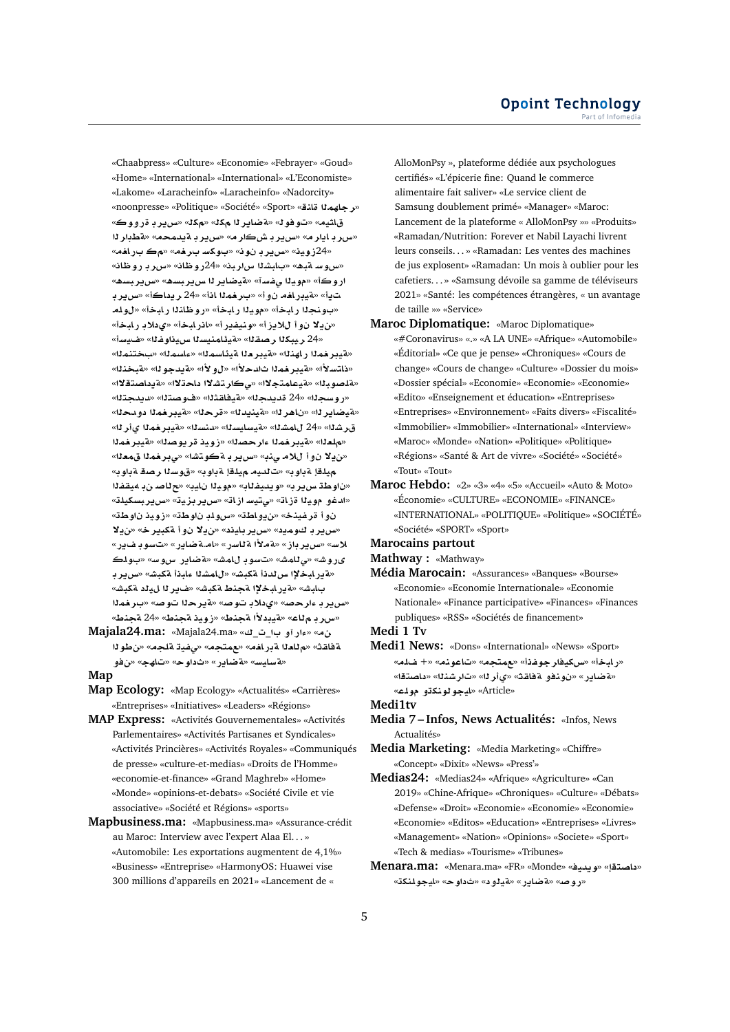«Chaabpress» «Culture» «Economie» «Febrayer» «Goud» «Home» «International» «International» «L'Economiste» «Lakome» «Laracheinfo» «Laracheinfo» «Nadorcity» «noonpresse» «Politique» «Société» «Sport» «قناة المهاجر» «ميثاق» «لوفوت» «الرياضة» «كلم» «كلمه» «كوورة بريس» «المدارية» «مراكش بريس» «محمدية بريس» «الرابطة» «24زوين» «نون بريس» «سكوب» «مغرب كم» «ظاهرو بريس» «ظاهور24» «شباب الريف» «بهة سوس» «مسيس بريس» «الرياضية» «أسفي» «اليوم» «أكورا» «بتريس بريس» «أكادير 24» «إذا المغرب» «أو المغربية» «ملف الأخبار» «أخبار الوطن» «أخبار اليوم» «أخبار الجنوب» «أخبار بلادي» «أخبار بلادي» «أخبار العالم» «أكورا» «أونيفير ولا أن الدين» «آسفي» «سليمان أفوادين» «الصحراء الكبير 24» «المنتخب» «المساء» «الساسة المغربية» «المجهر المغربية» «الحندقة» «الجديدة» «الأول» «الأحداث المغربية» «الأستاذ» «الاقتصادية» «الاشتراكي» «الاجتماعية» «الوصلة» «الجديدة» «24 الجديدة» «التقافية» «التصوف» «الجوسور» «الحدود المغربية» «الحقرة» «الدينية» «الرهان» «الرياضية» «الرأي المغربي» «المسائية» «السنة» «24 الشمال» «الشرق» «المغربية» «الصحراء المغربية» «تويز قطرفون» «العلم» «العمق المغربي» «الشكوت بريس» «بلا مدي أن اليوم» «بوابة قصر السوق» «بوابة إقليم ميدلت» «بوابة الفيتيو» «بيان اليوم» «بين صاحبي» «تطوان بريس» «تاتانزة اليوم واغرد» «تاتا بريس» «تيس بريس» «تكيسب بريس» «تطوان أنوز بريس» «خنيفرة أن» «تطوان بلدي» «خنيفرة الان» «الان كبيرة أن الان» «ديموك بريس» «ابداين بريس» «الان بريس» «رسالة الأمة» «رسالة الرياضة» «شمال بوستر» «كوالد» «شمال بوست» «سوس الرياضة» «شيرورى» «شبكة بتابع الشمال» «شبكة انباء الشمال» «شبكة الجدل» «بريس بريس» «شبكة الدليل الريف» «شبكة بتابع الإخبارية» «شبكة طنجة الإخبارية» «المغرب» «صوت الحرية» «صوت بلادي» «صحراء بريس» «24 جنطة» «جنطة الأبدية» «جنطة زويت» «عالم بريس»

**Majala24.ma:** «Majala24.ma» «كـ_بـا_ت وأراء» «من» «الوطن» «مجلة تفيدي» «مجتمع» «المغربية المهام» «ثقافة» «فنون» «جهات» «حوادث» «رياضة» «سياسة»

**Map**

**Map Ecology:** «Map Ecology» «Actualités» «Carrières» «Entreprises» «Initiatives» «Leaders» «Régions»

**MAP Express:** «Activités Gouvernementales» «Activités Parlementaires» «Activités Partisanes et Syndicales» «Activités Princières» «Activités Royales» «Communiqués de presse» «culture-et-medias» «Droits de l'Homme» «economie-et-finance» «Grand Maghreb» «Home» «Monde» «opinions-et-debats» «Société Civile et vie associative» «Société et Régions» «sports»

**Mapbusiness.ma:** «Mapbusiness.ma» «Assurance-crédit au Maroc: Interview avec l'expert Alaa El. . . » «Automobile: Les exportations augmentent de 4,1%» «Business» «Entreprise» «HarmonyOS: Huawei vise 300 millions d'appareils en 2021» «Lancement de « AlloMonPsy », plateforme dédiée aux psychologues certifiés» «L'épicerie fine: Quand le commerce alimentaire fait saliver» «Le service client de Samsung doublement primé» «Manager» «Maroc: Lancement de la plateforme « AlloMonPsy »» «Produits» «Ramadan/Nutrition: Forever et Nabil Layachi livrent leurs conseils. . . » «Ramadan: Les ventes des machines de jus explosent» «Ramadan: Un mois à oublier pour les cafetiers. . . » «Samsung dévoile sa gamme de téléviseurs 2021» «Santé: les compétences étrangères, « un avantage de taille »» «Service»

**Maroc Diplomatique:** «Maroc Diplomatique» «#Coronavirus» «.» «A LA UNE» «Afrique» «Automobile» «Éditorial» «Ce que je pense» «Chroniques» «Cours de change» «Cours de change» «Culture» «Dossier du mois» «Dossier spécial» «Economie» «Economie» «Economie» «Edito» «Enseignement et éducation» «Entreprises» «Entreprises» «Environnement» «Faits divers» «Fiscalité» «Immobilier» «Immobilier» «International» «Interview» «Maroc» «Monde» «Nation» «Politique» «Politique» «Régions» «Santé & Art de vivre» «Société» «Société» «Tout» «Tout»

**Maroc Hebdo:** «2» «3» «4» «5» «Accueil» «Auto & Moto» «Économie» «CULTURE» «ECONOMIE» «FINANCE» «INTERNATIONAL» «POLITIQUE» «Politique» «SOCIÉTÉ» «Société» «SPORT» «Sport»

**Marocains partout**

**Mathway :** «Mathway»

**Média Marocain:** «Assurances» «Banques» «Bourse» «Economie» «Economie Internationale» «Economie Nationale» «Finance participative» «Finances» «Finances publiques» «RSS» «Sociétés de financement»

**Medi 1 Tv**

**Medi1 News:** «Dons» «International» «News» «Sport» «أخبار» «بودكاست» «إنفوجرافيك» «مجتمع» «منوعات» «ملف +» «اقتصاد» «الرأي» «ثقافة وفنون» «رياضة» «علوم وتكنولوجيا» «Article»

**Medi1tv**

**Media 7 – Infos, News Actualités:** «Infos, News Actualités»

**Media Marketing:** «Media Marketing» «Chiffre» «Concept» «Dixit» «News» «Press'»

**Medias24:** «Medias24» «Afrique» «Agriculture» «Can 2019» «Chine-Afrique» «Chroniques» «Culture» «Débats» «Defense» «Droit» «Economie» «Economie» «Economie» «Economie» «Editos» «Education» «Entreprises» «Livres» «Management» «Nation» «Opinions» «Societe» «Sport» «Tech & medias» «Tourisme» «Tribunes»

**Menara.ma:** «Menara.ma» «FR» «Monde» «إقتصاد» «فيديو» «تكنولوجيا» «حوادث» «دولية» «رياضة» «صور»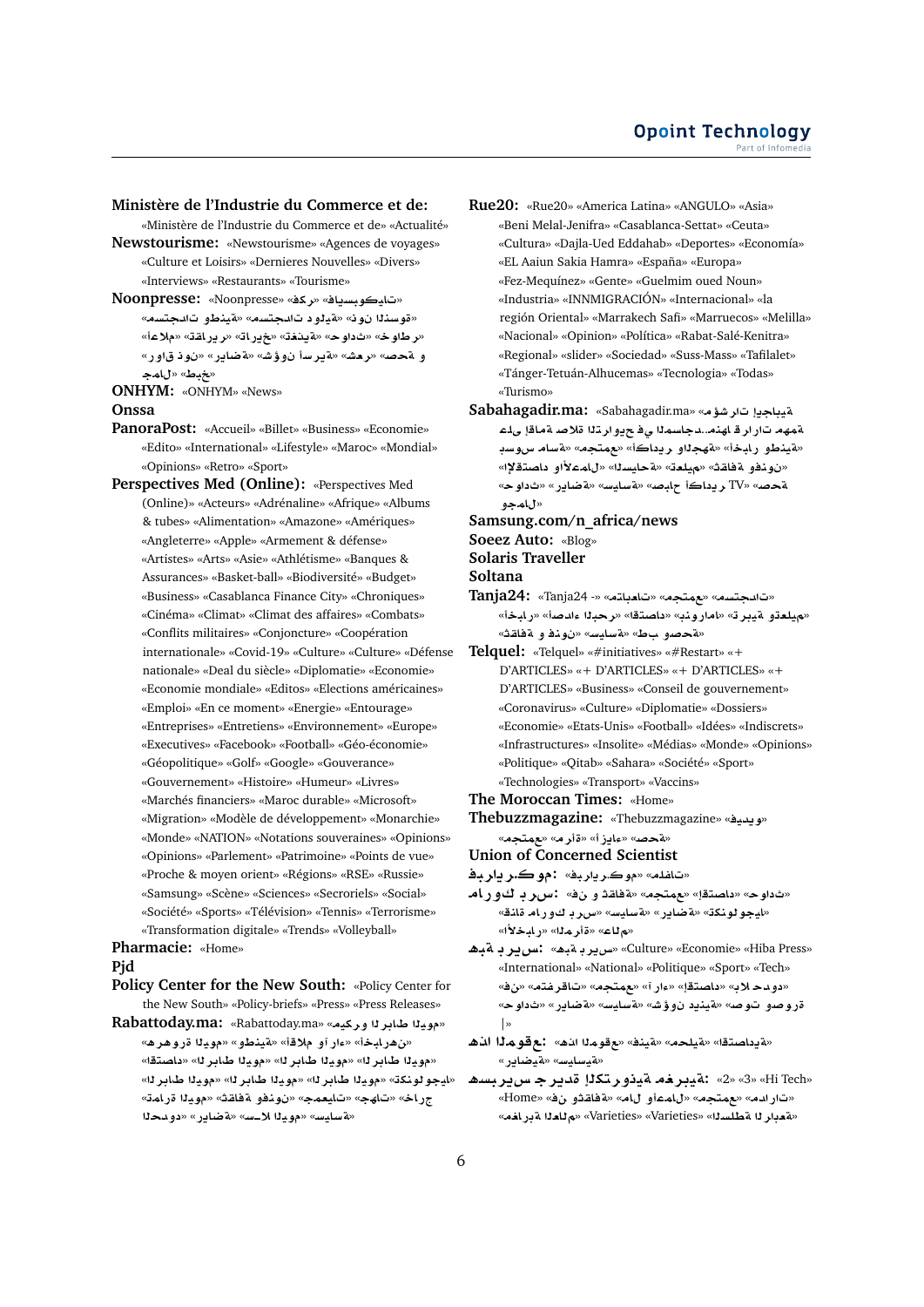**Ministère de l'Industrie du Commerce et de:** «Ministère de l'Industrie du Commerce et de» «Actualité»

**Newstourisme:** «Newstourisme» «Agences de voyages» «Culture et Loisirs» «Dernieres Nouvelles» «Divers» «Interviews» «Restaurants» «Tourisme»

**Noonpresse:** «Noonpresse» «كرف» «فايسبوكيات» «مستجدات وطنية» «دولية مستجدات» «نون السندوق» «اعلام» «تقارير» «تغريدة» «تغطية» «حوادث» «خواطر» «رواق نون» «رياضة» «شؤون أسرية» «عشر» «صحة و جامل» «طبخ»

**ONHYM:** «ONHYM» «News»

**Onssa**

**PanoraPost:** «Accueil» «Billet» «Business» «Economie» «Edito» «International» «Lifestyle» «Maroc» «Mondial» «Opinions» «Retro» «Sport»

**Perspectives Med (Online):** «Perspectives Med (Online)» «Acteurs» «Adrénaline» «Afrique» «Albums & tubes» «Alimentation» «Amazone» «Amériques» «Angleterre» «Apple» «Armement & défense» «Artistes» «Arts» «Asie» «Athlétisme» «Banques & Assurances» «Basket-ball» «Biodiversité» «Budget» «Business» «Casablanca Finance City» «Chroniques» «Cinéma» «Climat» «Climat des affaires» «Combats» «Conflits militaires» «Conjoncture» «Coopération internationale» «Covid-19» «Culture» «Culture» «Défense nationale» «Deal du siècle» «Diplomatie» «Economie» «Economie mondiale» «Editos» «Elections américaines» «Emploi» «En ce moment» «Energie» «Entourage» «Entreprises» «Entretiens» «Environnement» «Europe» «Executives» «Facebook» «Football» «Géo-économie» «Géopolitique» «Golf» «Google» «Gouverance» «Gouvernement» «Histoire» «Humeur» «Livres» «Marchés financiers» «Maroc durable» «Microsoft» «Migration» «Modèle de développement» «Monarchie» «Monde» «NATION» «Notations souveraines» «Opinions» «Opinions» «Parlement» «Patrimoine» «Points de vue» «Proche & moyen orient» «Régions» «RSE» «Russie» «Samsung» «Scène» «Sciences» «Secroriels» «Social» «Société» «Sports» «Télévision» «Tennis» «Terrorisme» «Transformation digitale» «Trends» «Volleyball»

**Pharmacie:** «Home»

**Pjd**

**Policy Center for the New South:** «Policy Center for the New South» «Policy-briefs» «Press» «Press Releases»

**Rabattoday.ma:** «Rabattoday.ma» «كريم و الرباط اليوم» «هو ورة اليوم» «وطنية» «أقلام و آراء» «أخبار هن» «اقتصاد» «الرباط اليوم» «الرباط اليوم» «الرباط اليوم» «الرباط اليوم» «الرباط اليوم» «تكنولوجيا» «متابعة اليوم» «ثقافة وفنون» «جهات» «مجتمعيات» «خارج الحدود» «رياضة» «سلا اليوم» «سياسة»

**Rue20:** «Rue20» «America Latina» «ANGULO» «Asia» «Beni Melal-Jenifra» «Casablanca-Settat» «Ceuta» «Cultura» «Dajla-Ued Eddahab» «Deportes» «Economía» «EL Aaiun Sakia Hamra» «España» «Europa» «Fez-Mequínez» «Gente» «Guelmim oued Noun» «Industria» «INNMIGRACIÓN» «Internacional» «la región Oriental» «Marrakech Safi» «Marruecos» «Melilla» «Nacional» «Opinion» «Política» «Rabat-Salé-Kenitra» «Regional» «slider» «Sociedad» «Suss-Mass» «Tafilalet» «Tánger-Tetuán-Alhucemas» «Tecnologia» «Todas» «Turismo»

**Sabahagadir.ma:** «Sabahagadir.ma» «مؤشرات إيجابية على إقامة صلاة التراويح في المساجد..هذه قرارات مهمة بسبب موسم الأضاحي» «أخبار وطنية» «أكادير والجهة» «مجتمع» «إقتصاد وأعمال» «السياحة» «تعليم» «ثقافة وفنون» «حوادث» «رياضة» «سياسة» «صباح أكادير TV» «صحة وجمال»

**Samsung.com/n_africa/news**

**Soeez Auto:** «Blog»

**Solaris Traveller**

**Soltana**

**Tanja24:** «Tanja24 -» «متابعات» «مجتمع» «مستجدات» «بورتريه» «اقتصاد» «البحر» «تعليم وتربية» «ثقافة و فنون» «سياسة» «طب وصحة»

**Telquel:** «Telquel» «#initiatives» «#Restart» «+ D'ARTICLES» «+ D'ARTICLES» «+ D'ARTICLES» «Business» «Conseil de gouvernement» «Coronavirus» «Culture» «Diplomatie» «Dossiers» «Economie» «Etats-Unis» «Football» «Idées» «Indiscrets» «Infrastructures» «Insolite» «Médias» «Monde» «Opinions» «Politique» «Qitab» «Sahara» «Société» «Sport» «Technologies» «Transport» «Vaccins»

**The Moroccan Times:** «Home»

**Thebuzzmagazine:** «Thebuzzmagazine» «فيديو» «مجتمع» «مرأة» «أزياء» «صحة»

**Union of Concerned Scientist**

**فبراير.كوم:** «فبراير.كوم» «ملفات»

**مراكش بريس:** «فن و ثقافة» «مجتمع» «اقتصاد» «حوادث» «أخبار» «مراكش بريس» «سياسة» «رياضة» «تكنولوجيا» «قناة مراكش بريس» «الأخبار» «مرأة» «عالم»

**هبة بريس:** «هبة بريس» «Culture» «Economie» «Hiba Press» «International» «National» «Politique» «Sport» «Tech» «بلا حدود» «اقتصاد» «آراء» «مجتمع» «مقتطفات» «فن» «حوادث» «رياضة» «شؤون دينية» «صوت وصورة» «»

**هذا المقوع:** «هذا المقوع» «فنية» «محلية» «اقتصادية» «رياضية» «سياسية»

**هسبريس جريدة إلكترونية مغربية:** «2» «3» «Hi Tech» «فن وثقافة» «مال وأعمال» «مجتمع» «مدارات» «Home» «Varieties» «Varieties» «مغاربة العالم» «السلطة الرابعة»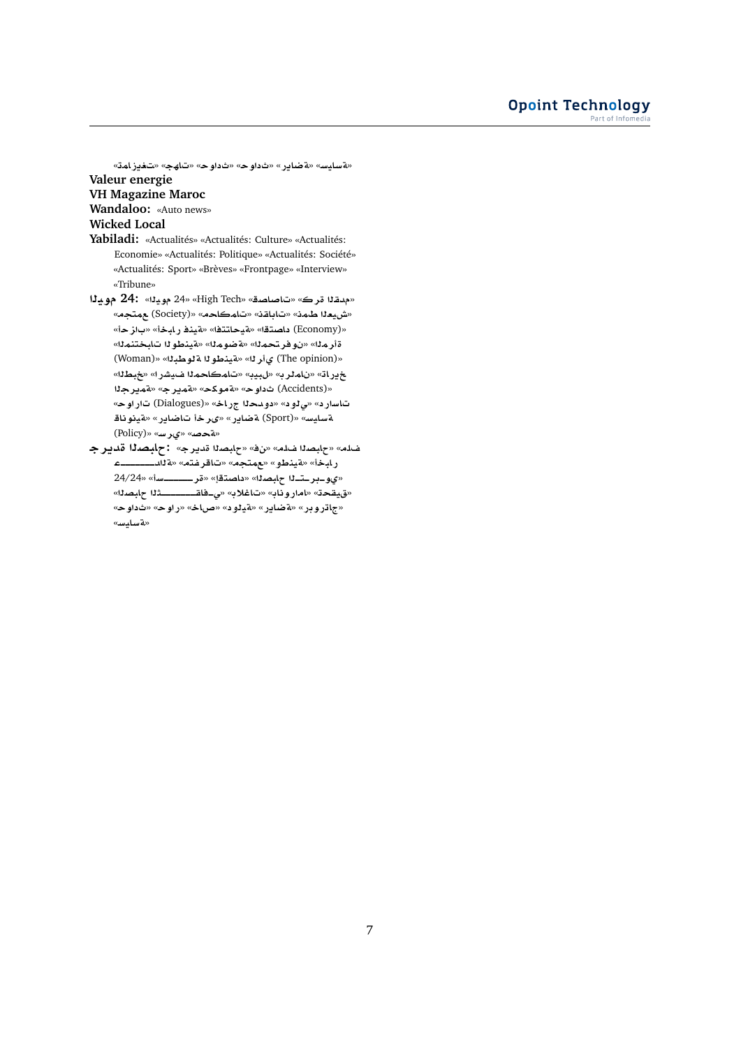«ةسايس» «ةضاير» «ثداوح» «ثداوح» «تاهج» «تفيزامت»

**Valeur energie**

**VH Magazine Maroc**

**Wandaloo:** «Auto news»

**Wicked Local**

**Yabiladi:** «Actualités» «Actualités: Culture» «Actualités: Economie» «Actualités: Politique» «Actualités: Société» «Actualités: Sport» «Brèves» «Frontpage» «Interview» «Tribune»

**مويلا 24:** «مويلا 24» «High Tech» «تاصاصق» «مدقلا ةرك» «عمتجم (Society)» «تامكاحم» «تاباقن» «شيعلا طمن» «داصتقا (Economy)» «ةيحاتتفا» «ةينف رابخأ» «بازحأ» «ةينطولا تابختنملا» «ةضوملا» «نوفرتحملا» «ةأرملا (Woman)» «ةينطولا ةلوطبلا» «يأرلا (The opinion)» «خبطلا» «فيشرا تامكاحملا» «ليبب» «ناملرب» «خيرات» «ةميرجلا» «ةميرج» «ةموكح» «ثداوح (Accidents)» «تاراوح (Dialogues)» «جراخ دودحلا» «يلود» «تاسارد» «ةينوناق» «ىرخأ تاضاير» «ةضاير (Sport)» «ةسايس (Policy)» «يرس» «ةحص»

**ةديرج حابصلا:** «حابصلا ةديرج» «نف» «حابصلا فلم» «فلم» «ةلادع» «تاقرفتم» «عمتجم» «ةينطو» «رابخأ» «24/24» «ةرسأ» «داصتقإ» «حابصلا يوبرتلا» «حابصلا يفاقثلا» «تاغلاب» «اماروناب» «قيقحت» «ثداوح» «راوح» «صاخ» «ةيلود» «ةضاير» «جاتروبر» «ةسايس»